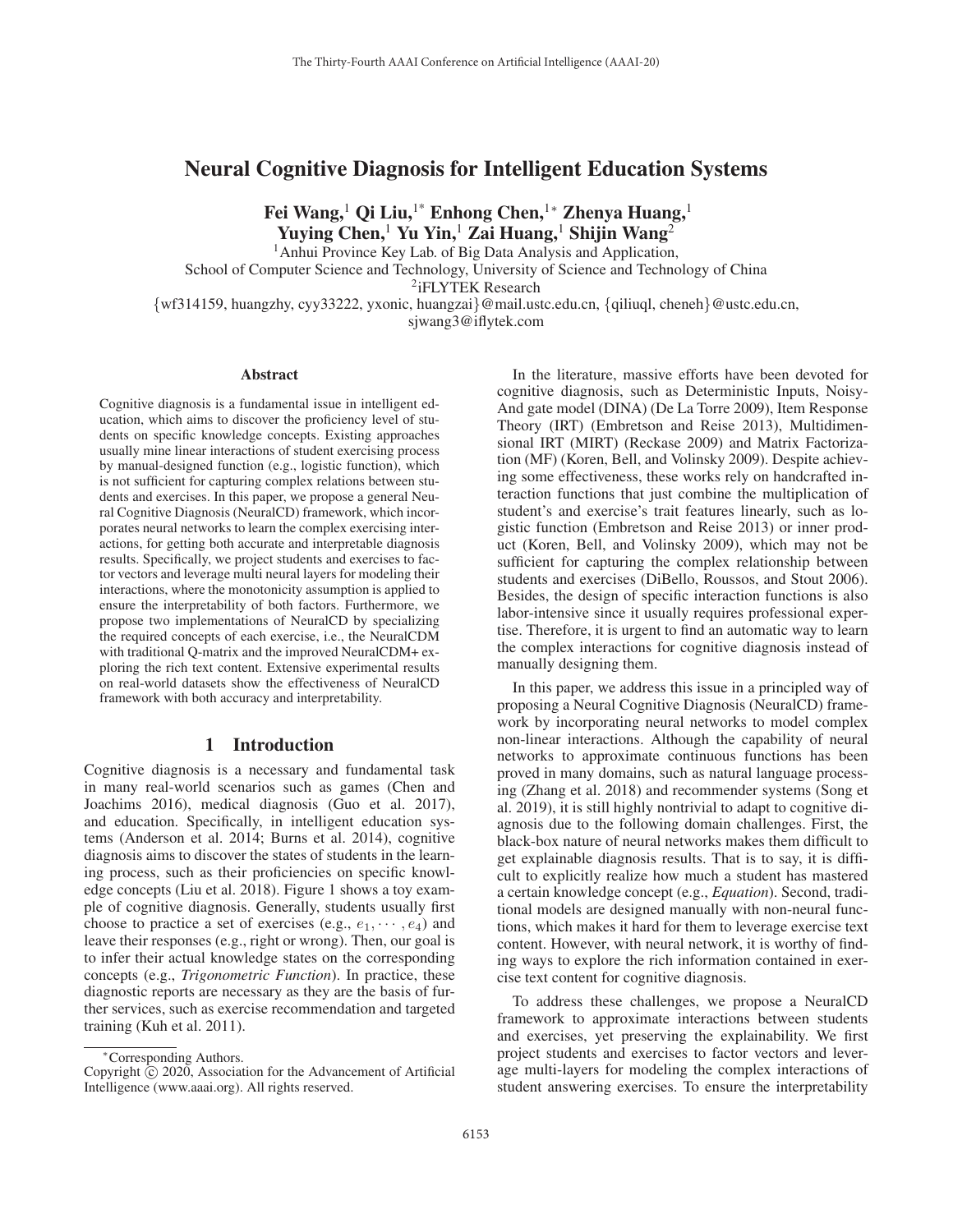# Neural Cognitive Diagnosis for Intelligent Education Systems

**Fei Wang,[1] Qi Liu,[1*] Enhong Chen,[1*] Zhenya Huang,[1]**
**Yuying Chen,[1] Yu Yin,[1] Zai Huang,[1] Shijin Wang[2]**

[1]Anhui Province Key Lab. of Big Data Analysis and Application,
School of Computer Science and Technology, University of Science and Technology of China
[2]iFLYTEK Research
{wf314159, huangzhy, cyy33222, yxonic, huangzai}@mail.ustc.edu.cn, {qiliuql, cheneh}@ustc.edu.cn,
sjwang3@iflytek.com

## Abstract

Cognitive diagnosis is a fundamental issue in intelligent education, which aims to discover the proficiency level of students on specific knowledge concepts. Existing approaches usually mine linear interactions of student exercising process by manual-designed function (e.g., logistic function), which is not sufficient for capturing complex relations between students and exercises. In this paper, we propose a general Neural Cognitive Diagnosis (NeuralCD) framework, which incorporates neural networks to learn the complex exercising interactions, for getting both accurate and interpretable diagnosis results. Specifically, we project students and exercises to factor vectors and leverage multi neural layers for modeling their interactions, where the monotonicity assumption is applied to ensure the interpretability of both factors. Furthermore, we propose two implementations of NeuralCD by specializing the required concepts of each exercise, i.e., the NeuralCDM with traditional Q-matrix and the improved NeuralCDM+ exploring the rich text content. Extensive experimental results on real-world datasets show the effectiveness of NeuralCD framework with both accuracy and interpretability.

## 1 Introduction

Cognitive diagnosis is a necessary and fundamental task in many real-world scenarios such as games (Chen and Joachims 2016), medical diagnosis (Guo et al. 2017), and education. Specifically, in intelligent education systems (Anderson et al. 2014; Burns et al. 2014), cognitive diagnosis aims to discover the states of students in the learning process, such as their proficiencies on specific knowledge concepts (Liu et al. 2018). Figure 1 shows a toy example of cognitive diagnosis. Generally, students usually first choose to practice a set of exercises (e.g., $e_1, \cdots, e_4$) and leave their responses (e.g., right or wrong). Then, our goal is to infer their actual knowledge states on the corresponding concepts (e.g., *Trigonometric Function*). In practice, these diagnostic reports are necessary as they are the basis of further services, such as exercise recommendation and targeted training (Kuh et al. 2011).

In the literature, massive efforts have been devoted for cognitive diagnosis, such as Deterministic Inputs, Noisy-And gate model (DINA) (De La Torre 2009), Item Response Theory (IRT) (Embretson and Reise 2013), Multidimensional IRT (MIRT) (Reckase 2009) and Matrix Factorization (MF) (Koren, Bell, and Volinsky 2009). Despite achieving some effectiveness, these works rely on handcrafted interaction functions that just combine the multiplication of student's and exercise's trait features linearly, such as logistic function (Embretson and Reise 2013) or inner product (Koren, Bell, and Volinsky 2009), which may not be sufficient for capturing the complex relationship between students and exercises (DiBello, Roussos, and Stout 2006). Besides, the design of specific interaction functions is also labor-intensive since it usually requires professional expertise. Therefore, it is urgent to find an automatic way to learn the complex interactions for cognitive diagnosis instead of manually designing them.

In this paper, we address this issue in a principled way of proposing a Neural Cognitive Diagnosis (NeuralCD) framework by incorporating neural networks to model complex non-linear interactions. Although the capability of neural networks to approximate continuous functions has been proved in many domains, such as natural language processing (Zhang et al. 2018) and recommender systems (Song et al. 2019), it is still highly nontrivial to adapt to cognitive diagnosis due to the following domain challenges. First, the black-box nature of neural networks makes them difficult to get explainable diagnosis results. That is to say, it is difficult to explicitly realize how much a student has mastered a certain knowledge concept (e.g., *Equation*). Second, traditional models are designed manually with non-neural functions, which makes it hard for them to leverage exercise text content. However, with neural network, it is worthy of finding ways to explore the rich information contained in exercise text content for cognitive diagnosis.

To address these challenges, we propose a NeuralCD framework to approximate interactions between students and exercises, yet preserving the explainability. We first project students and exercises to factor vectors and leverage multi-layers for modeling the complex interactions of student answering exercises. To ensure the interpretability

*Corresponding Authors.
Copyright © 2020, Association for the Advancement of Artificial Intelligence (www.aaai.org). All rights reserved.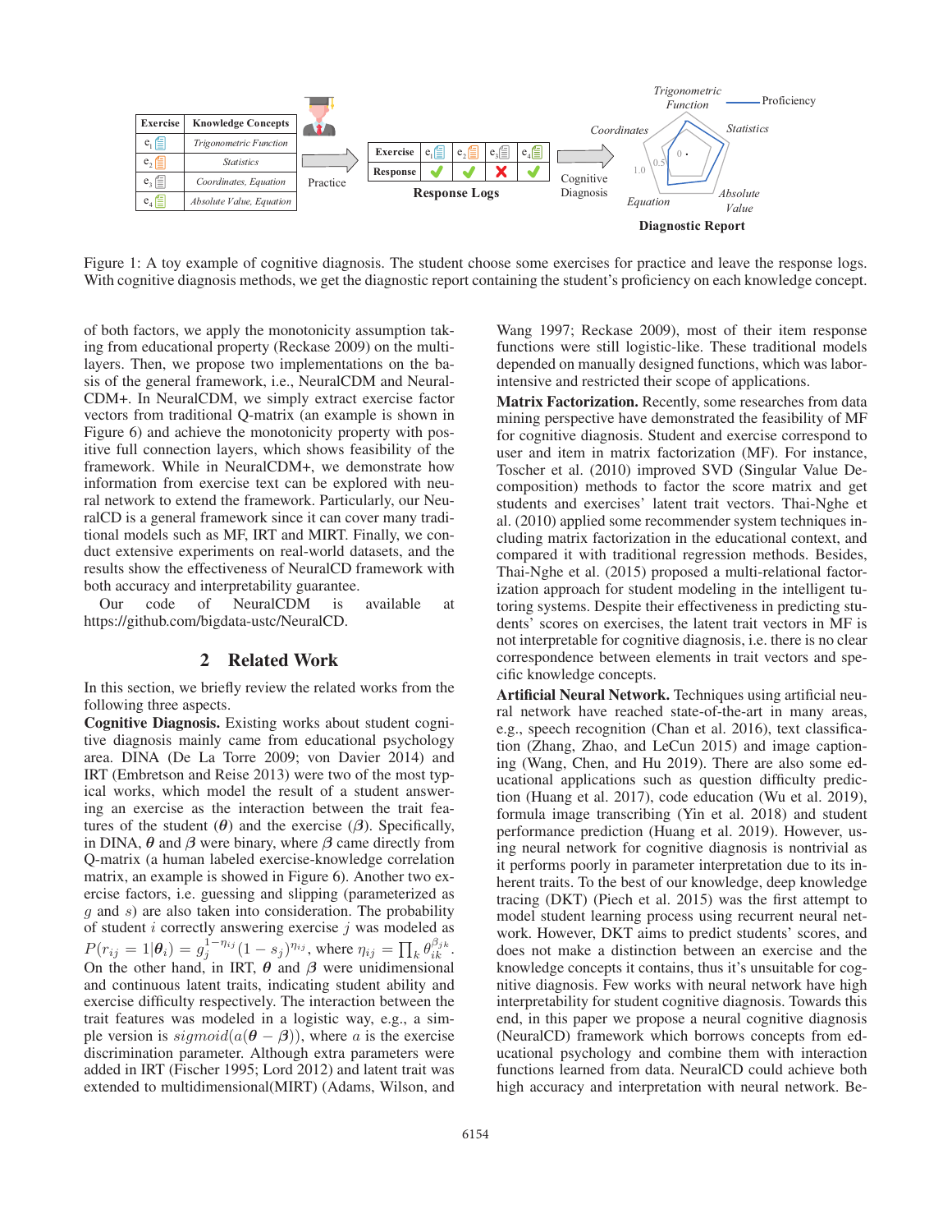Figure 1: A toy example of cognitive diagnosis. The student choose some exercises for practice and leave the response logs. With cognitive diagnosis methods, we get the diagnostic report containing the student's proficiency on each knowledge concept.

of both factors, we apply the monotonicity assumption taking from educational property (Reckase 2009) on the multi-layers. Then, we propose two implementations on the basis of the general framework, i.e., NeuralCDM and NeuralCDM+. In NeuralCDM, we simply extract exercise factor vectors from traditional Q-matrix (an example is shown in Figure 6) and achieve the monotonicity property with positive full connection layers, which shows feasibility of the framework. While in NeuralCDM+, we demonstrate how information from exercise text can be explored with neural network to extend the framework. Particularly, our NeuralCD is a general framework since it can cover many traditional models such as MF, IRT and MIRT. Finally, we conduct extensive experiments on real-world datasets, and the results show the effectiveness of NeuralCD framework with both accuracy and interpretability guarantee.

Our code of NeuralCDM is available at https://github.com/bigdata-ustc/NeuralCD.

## 2 Related Work

In this section, we briefly review the related works from the following three aspects.

**Cognitive Diagnosis.** Existing works about student cognitive diagnosis mainly came from educational psychology area. DINA (De La Torre 2009; von Davier 2014) and IRT (Embretson and Reise 2013) were two of the most typical works, which model the result of a student answering an exercise as the interaction between the trait features of the student ($\boldsymbol{\theta}$) and the exercise ($\boldsymbol{\beta}$). Specifically, in DINA, $\boldsymbol{\theta}$ and $\boldsymbol{\beta}$ were binary, where $\boldsymbol{\beta}$ came directly from Q-matrix (a human labeled exercise-knowledge correlation matrix, an example is showed in Figure 6). Another two exercise factors, i.e. guessing and slipping (parameterized as $g$ and $s$) are also taken into consideration. The probability of student $i$ correctly answering exercise $j$ was modeled as $P(r_{ij} = 1|\boldsymbol{\theta}_i) = g_j^{1-\eta_{ij}}(1-s_j)^{\eta_{ij}}$, where $\eta_{ij} = \prod_k \theta_{ik}^{\beta_{jk}}$. On the other hand, in IRT, $\boldsymbol{\theta}$ and $\boldsymbol{\beta}$ were unidimensional and continuous latent traits, indicating student ability and exercise difficulty respectively. The interaction between the trait features was modeled in a logistic way, e.g., a simple version is $sigmoid(a(\boldsymbol{\theta} - \boldsymbol{\beta}))$, where $a$ is the exercise discrimination parameter. Although extra parameters were added in IRT (Fischer 1995; Lord 2012) and latent trait was extended to multidimensional(MIRT) (Adams, Wilson, and Wang 1997; Reckase 2009), most of their item response functions were still logistic-like. These traditional models depended on manually designed functions, which was labor-intensive and restricted their scope of applications.

**Matrix Factorization.** Recently, some researches from data mining perspective have demonstrated the feasibility of MF for cognitive diagnosis. Student and exercise correspond to user and item in matrix factorization (MF). For instance, Toscher et al. (2010) improved SVD (Singular Value Decomposition) methods to factor the score matrix and get students and exercises' latent trait vectors. Thai-Nghe et al. (2010) applied some recommender system techniques including matrix factorization in the educational context, and compared it with traditional regression methods. Besides, Thai-Nghe et al. (2015) proposed a multi-relational factorization approach for student modeling in the intelligent tutoring systems. Despite their effectiveness in predicting students' scores on exercises, the latent trait vectors in MF is not interpretable for cognitive diagnosis, i.e. there is no clear correspondence between elements in trait vectors and specific knowledge concepts.

**Artificial Neural Network.** Techniques using artificial neural network have reached state-of-the-art in many areas, e.g., speech recognition (Chan et al. 2016), text classification (Zhang, Zhao, and LeCun 2015) and image captioning (Wang, Chen, and Hu 2019). There are also some educational applications such as question difficulty prediction (Huang et al. 2017), code education (Wu et al. 2019), formula image transcribing (Yin et al. 2018) and student performance prediction (Huang et al. 2019). However, using neural network for cognitive diagnosis is nontrivial as it performs poorly in parameter interpretation due to its inherent traits. To the best of our knowledge, deep knowledge tracing (DKT) (Piech et al. 2015) was the first attempt to model student learning process using recurrent neural network. However, DKT aims to predict students' scores, and does not make a distinction between exercises and the knowledge concepts it contains, thus it's unsuitable for cognitive diagnosis. Few works with neural network have high interpretability for student cognitive diagnosis. Towards this end, in this paper we propose a neural cognitive diagnosis (NeuralCD) framework which borrows concepts from educational psychology and combine them with interaction functions learned from data. NeuralCD could achieve both high accuracy and interpretation with neural network. Be-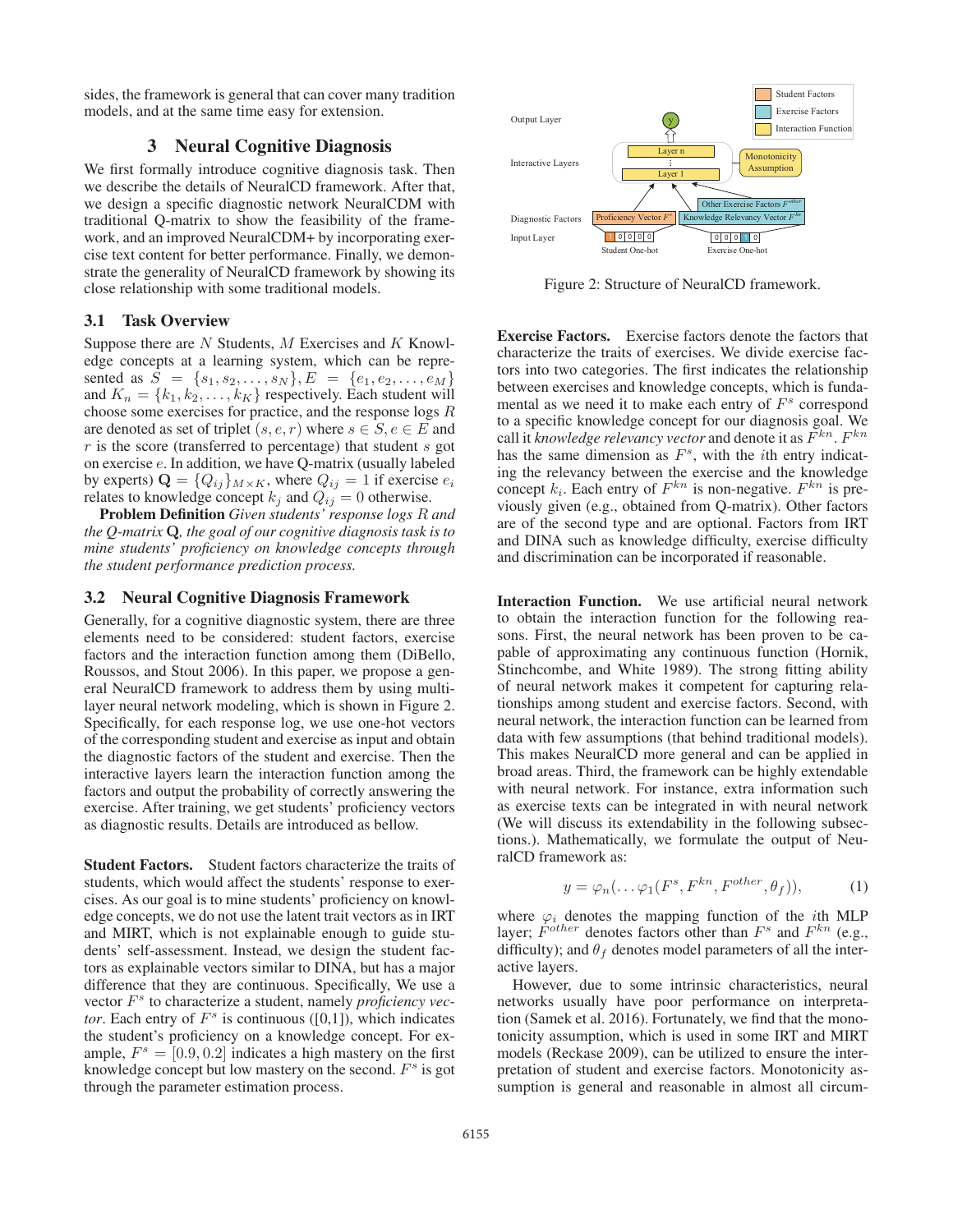sides, the framework is general that can cover many tradition models, and at the same time easy for extension.

# 3 Neural Cognitive Diagnosis

We first formally introduce cognitive diagnosis task. Then we describe the details of NeuralCD framework. After that, we design a specific diagnostic network NeuralCDM with traditional Q-matrix to show the feasibility of the framework, and an improved NeuralCDM+ by incorporating exercise text content for better performance. Finally, we demonstrate the generality of NeuralCD framework by showing its close relationship with some traditional models.

## 3.1 Task Overview

Suppose there are $N$ Students, $M$ Exercises and $K$ Knowledge concepts at a learning system, which can be represented as $S = \{s_1, s_2, \ldots, s_N\}, E = \{e_1, e_2, \ldots, e_M\}$ and $K_n = \{k_1, k_2, \ldots, k_K\}$ respectively. Each student will choose some exercises for practice, and the response logs $R$ are denoted as set of triplet $(s, e, r)$ where $s \in S, e \in E$ and $r$ is the score (transferred to percentage) that student $s$ got on exercise $e$. In addition, we have Q-matrix (usually labeled by experts) $\mathbf{Q} = \{Q_{ij}\}_{M \times K}$, where $Q_{ij} = 1$ if exercise $e_i$ relates to knowledge concept $k_j$ and $Q_{ij} = 0$ otherwise.

**Problem Definition** *Given students' response logs $R$ and the Q-matrix $\mathbf{Q}$, the goal of our cognitive diagnosis task is to mine students' proficiency on knowledge concepts through the student performance prediction process.*

## 3.2 Neural Cognitive Diagnosis Framework

Generally, for a cognitive diagnostic system, there are three elements need to be considered: student factors, exercise factors and the interaction function among them (DiBello, Roussos, and Stout 2006). In this paper, we propose a general NeuralCD framework to address them by using multi-layer neural network modeling, which is shown in Figure 2. Specifically, for each response log, we use one-hot vectors of the corresponding student and exercise as input and obtain the diagnostic factors of the student and exercise. Then the interactive layers learn the interaction function among the factors and output the probability of correctly answering the exercise. After training, we get students' proficiency vectors as diagnostic results. Details are introduced as bellow.

**Student Factors.** Student factors characterize the traits of students, which would affect the students' response to exercises. As our goal is to mine students' proficiency on knowledge concepts, we do not use the latent trait vectors as in IRT and MIRT, which is not explainable enough to guide students' self-assessment. Instead, we design the student factors as explainable vectors similar to DINA, but has a major difference that they are continuous. Specifically, We use a vector $F^s$ to characterize a student, namely *proficiency vector*. Each entry of $F^s$ is continuous ([0,1]), which indicates the student's proficiency on a knowledge concept. For example, $F^s = [0.9, 0.2]$ indicates a high mastery on the first knowledge concept but low mastery on the second. $F^s$ is got through the parameter estimation process.

Figure 2: Structure of NeuralCD framework.

**Exercise Factors.** Exercise factors denote the factors that characterize the traits of exercises. We divide exercise factors into two categories. The first indicates the relationship between exercises and knowledge concepts, which is fundamental as we need it to make each entry of $F^s$ correspond to a specific knowledge concept for our diagnosis goal. We call it *knowledge relevancy vector* and denote it as $F^{kn}$. $F^{kn}$ has the same dimension as $F^s$, with the $i$th entry indicating the relevancy between the exercise and the knowledge concept $k_i$. Each entry of $F^{kn}$ is non-negative. $F^{kn}$ is previously given (e.g., obtained from Q-matrix). Other factors are of the second type and are optional. Factors from IRT and DINA such as knowledge difficulty, exercise difficulty and discrimination can be incorporated if reasonable.

**Interaction Function.** We use artificial neural network to obtain the interaction function for the following reasons. First, the neural network has been proven to be capable of approximating any continuous function (Hornik, Stinchcombe, and White 1989). The strong fitting ability of neural network makes it competent for capturing relationships among student and exercise factors. Second, with neural network, the interaction function can be learned from data with few assumptions (that behind traditional models). This makes NeuralCD more general and can be applied in broad areas. Third, the framework can be highly extendable with neural network. For instance, extra information such as exercise texts can be integrated in with neural network (We will discuss its extendability in the following subsections.). Mathematically, we formulate the output of NeuralCD framework as:

$$y = \varphi_n(\ldots \varphi_1(F^s, F^{kn}, F^{other}, \theta_f)), \tag{1}$$

where $\varphi_i$ denotes the mapping function of the $i$th MLP layer; $F^{other}$ denotes factors other than $F^s$ and $F^{kn}$ (e.g., difficulty); and $\theta_f$ denotes model parameters of all the interactive layers.

However, due to some intrinsic characteristics, neural networks usually have poor performance on interpretation (Samek et al. 2016). Fortunately, we find that the monotonicity assumption, which is used in some IRT and MIRT models (Reckase 2009), can be utilized to ensure the interpretation of student and exercise factors. Monotonicity assumption is general and reasonable in almost all circum-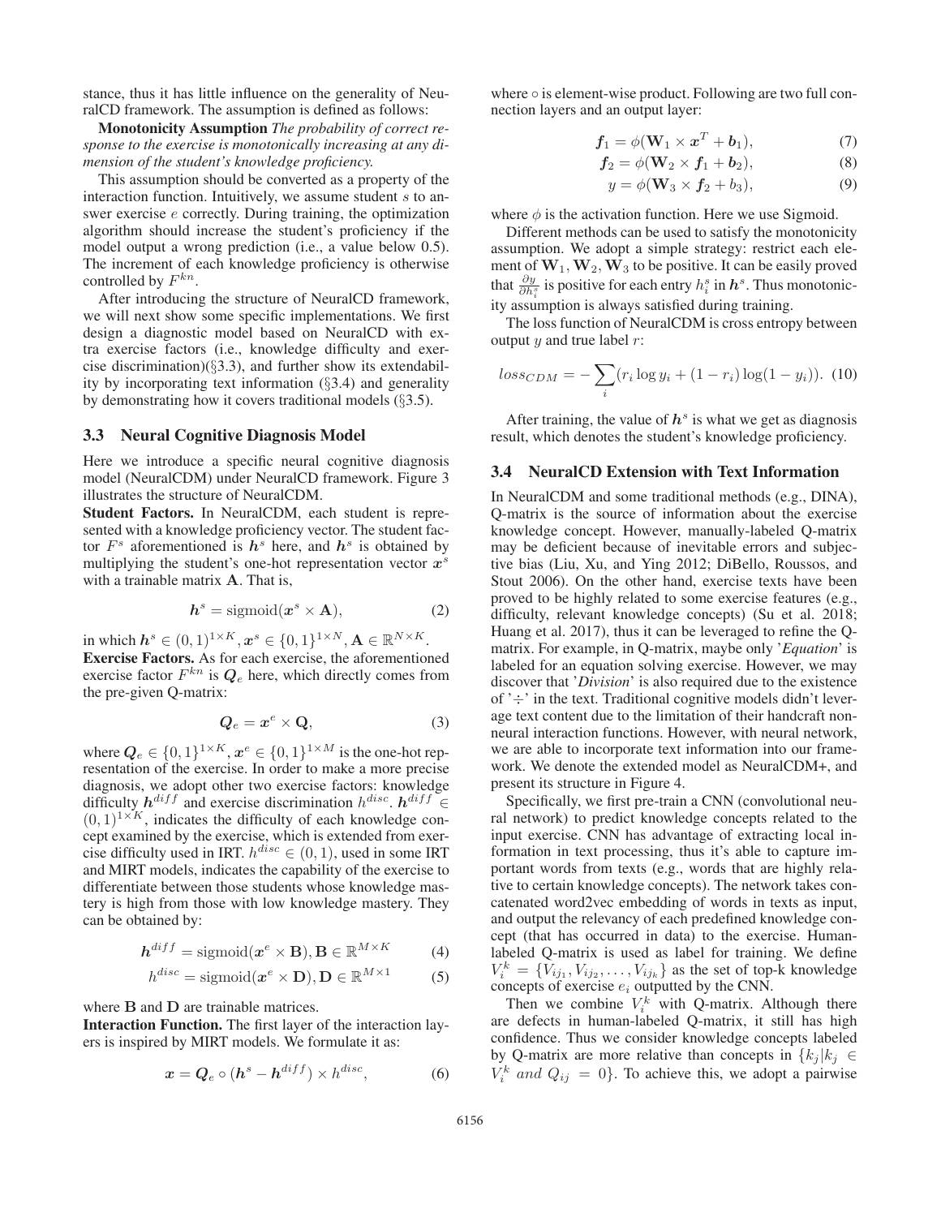stance, thus it has little influence on the generality of NeuralCD framework. The assumption is defined as follows:

**Monotonicity Assumption** *The probability of correct response to the exercise is monotonically increasing at any dimension of the student's knowledge proficiency.*

This assumption should be converted as a property of the interaction function. Intuitively, we assume student $s$ to answer exercise $e$ correctly. During training, the optimization algorithm should increase the student's proficiency if the model output a wrong prediction (i.e., a value below 0.5). The increment of each knowledge proficiency is otherwise controlled by $F^{kn}$.

After introducing the structure of NeuralCD framework, we will next show some specific implementations. We first design a diagnostic model based on NeuralCD with extra exercise factors (i.e., knowledge difficulty and exercise discrimination)(§3.3), and further show its extendability by incorporating text information (§3.4) and generality by demonstrating how it covers traditional models (§3.5).

### 3.3 Neural Cognitive Diagnosis Model

Here we introduce a specific neural cognitive diagnosis model (NeuralCDM) under NeuralCD framework. Figure 3 illustrates the structure of NeuralCDM.

**Student Factors.** In NeuralCDM, each student is represented with a knowledge proficiency vector. The student factor $F^s$ aforementioned is $\boldsymbol{h}^s$ here, and $\boldsymbol{h}^s$ is obtained by multiplying the student's one-hot representation vector $\boldsymbol{x}^s$ with a trainable matrix $\mathbf{A}$. That is,

$$\boldsymbol{h}^s = \text{sigmoid}(\boldsymbol{x}^s \times \mathbf{A}), \tag{2}$$

in which $\boldsymbol{h}^s \in (0,1)^{1\times K}, \boldsymbol{x}^s \in \{0,1\}^{1\times N}, \mathbf{A} \in \mathbb{R}^{N\times K}$.

**Exercise Factors.** As for each exercise, the aforementioned exercise factor $F^{kn}$ is $\boldsymbol{Q}_e$ here, which directly comes from the pre-given Q-matrix:

$$\boldsymbol{Q}_e = \boldsymbol{x}^e \times \mathbf{Q}, \tag{3}$$

where $\boldsymbol{Q}_e \in \{0,1\}^{1\times K}$, $\boldsymbol{x}^e \in \{0,1\}^{1\times M}$ is the one-hot representation of the exercise. In order to make a more precise diagnosis, we adopt other two exercise factors: knowledge difficulty $\boldsymbol{h}^{diff}$ and exercise discrimination $h^{disc}$. $\boldsymbol{h}^{diff} \in (0,1)^{1\times K}$, indicates the difficulty of each knowledge concept examined by the exercise, which is extended from exercise difficulty used in IRT. $h^{disc} \in (0,1)$, used in some IRT and MIRT models, indicates the capability of the exercise to differentiate between those students whose knowledge mastery is high from those with low knowledge mastery. They can be obtained by:

$$\boldsymbol{h}^{diff} = \text{sigmoid}(\boldsymbol{x}^e \times \mathbf{B}), \mathbf{B} \in \mathbb{R}^{M\times K} \tag{4}$$

$$h^{disc} = \text{sigmoid}(\boldsymbol{x}^e \times \mathbf{D}), \mathbf{D} \in \mathbb{R}^{M\times 1} \tag{5}$$

where $\mathbf{B}$ and $\mathbf{D}$ are trainable matrices.

**Interaction Function.** The first layer of the interaction layers is inspired by MIRT models. We formulate it as:

$$\boldsymbol{x} = \boldsymbol{Q}_e \circ (\boldsymbol{h}^s - \boldsymbol{h}^{diff}) \times h^{disc}, \tag{6}$$

where $\circ$ is element-wise product. Following are two full connection layers and an output layer:

$$\boldsymbol{f}_1 = \phi(\mathbf{W}_1 \times \boldsymbol{x}^T + \boldsymbol{b}_1), \tag{7}$$

$$\boldsymbol{f}_2 = \phi(\mathbf{W}_2 \times \boldsymbol{f}_1 + \boldsymbol{b}_2), \tag{8}$$

$$y = \phi(\mathbf{W}_3 \times \boldsymbol{f}_2 + b_3), \tag{9}$$

where $\phi$ is the activation function. Here we use Sigmoid.

Different methods can be used to satisfy the monotonicity assumption. We adopt a simple strategy: restrict each element of $\mathbf{W}_1, \mathbf{W}_2, \mathbf{W}_3$ to be positive. It can be easily proved that $\frac{\partial y}{\partial h_i^s}$ is positive for each entry $h_i^s$ in $\boldsymbol{h}^s$. Thus monotonicity assumption is always satisfied during training.

The loss function of NeuralCDM is cross entropy between output $y$ and true label $r$:

$$loss_{CDM} = -\sum_i (r_i \log y_i + (1 - r_i)\log(1 - y_i)). \tag{10}$$

After training, the value of $\boldsymbol{h}^s$ is what we get as diagnosis result, which denotes the student's knowledge proficiency.

### 3.4 NeuralCD Extension with Text Information

In NeuralCDM and some traditional methods (e.g., DINA), Q-matrix is the source of information about the exercise knowledge concept. However, manually-labeled Q-matrix may be deficient because of inevitable errors and subjective bias (Liu, Xu, and Ying 2012; DiBello, Roussos, and Stout 2006). On the other hand, exercise texts have been proved to be highly related to some exercise features (e.g., difficulty, relevant knowledge concepts) (Su et al. 2018; Huang et al. 2017), thus it can be leveraged to refine the Q-matrix. For example, in Q-matrix, maybe only '*Equation*' is labeled for an equation solving exercise. However, we may discover that '*Division*' is also required due to the existence of '÷' in the text. Traditional cognitive models didn't leverage text content due to the limitation of their handcraft non-neural interaction functions. However, with neural network, we are able to incorporate text information into our framework. We denote the extended model as NeuralCDM+, and present its structure in Figure 4.

Specifically, we first pre-train a CNN (convolutional neural network) to predict knowledge concepts related to the input exercise. CNN has advantage of extracting local information in text processing, thus it's able to capture important words from texts (e.g., words that are highly relative to certain knowledge concepts). The network takes concatenated word2vec embedding of words in texts as input, and output the relevancy of each predefined knowledge concept (that has occurred in data) to the exercise. Human-labeled Q-matrix is used as label for training. We define $V_i^k = \{V_{ij_1}, V_{ij_2}, \ldots, V_{ij_k}\}$ as the set of top-k knowledge concepts of exercise $e_i$ outputted by the CNN.

Then we combine $V_i^k$ with Q-matrix. Although there are defects in human-labeled Q-matrix, it still has high confidence. Thus we consider knowledge concepts labeled by Q-matrix are more relative than concepts in $\{k_j | k_j \in V_i^k \ and \ Q_{ij} = 0\}$. To achieve this, we adopt a pairwise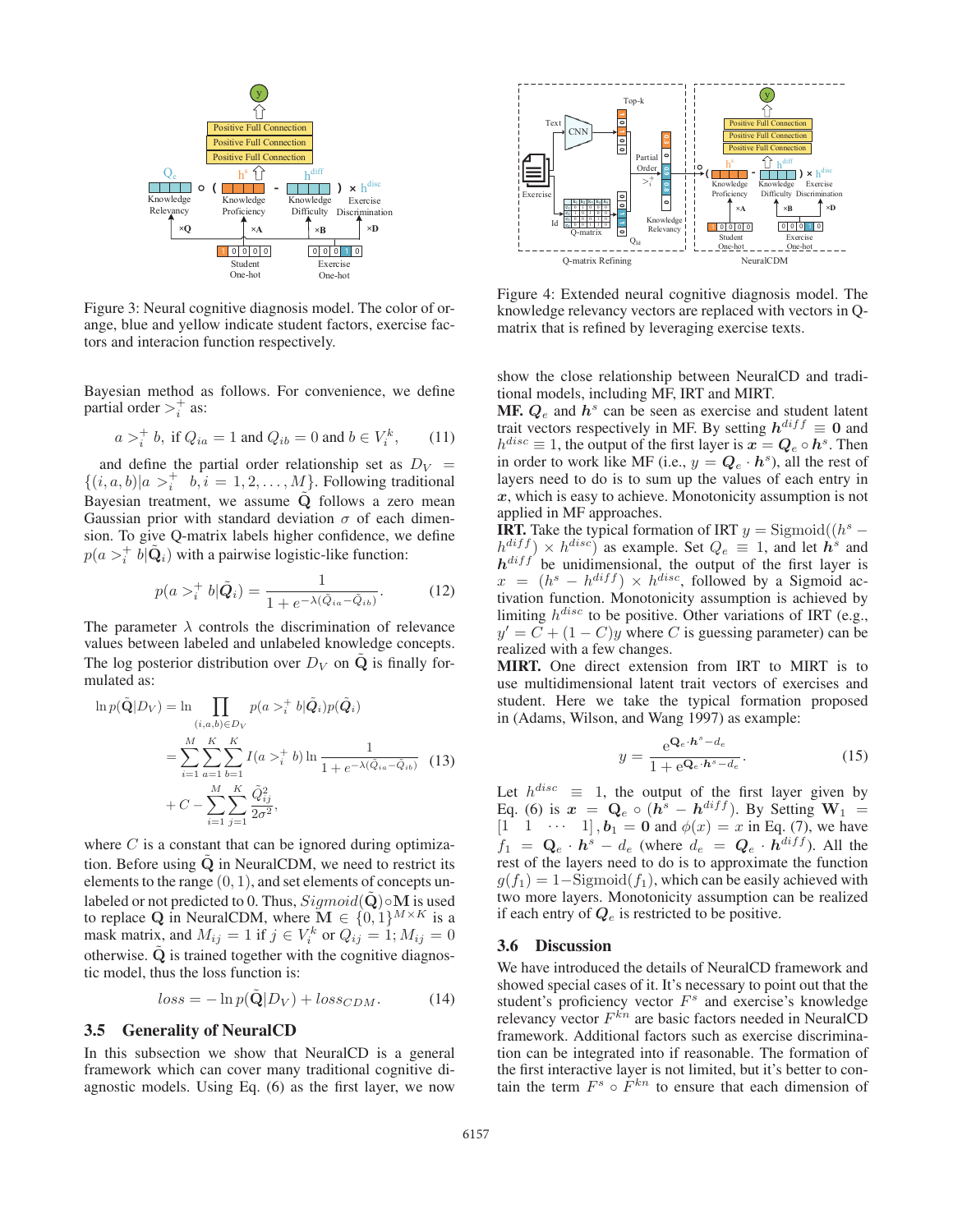Figure 3: Neural cognitive diagnosis model. The color of orange, blue and yellow indicate student factors, exercise factors and interacion function respectively.

Bayesian method as follows. For convenience, we define partial order $>_i^+$ as:

$$a >_i^+ b, \text{ if } Q_{ia} = 1 \text{ and } Q_{ib} = 0 \text{ and } b \in V_i^k, \tag{11}$$

and define the partial order relationship set as $D_V = \{(i, a, b)|a >_i^+ \ b, i = 1, 2, \ldots, M\}$. Following traditional Bayesian treatment, we assume $\tilde{\mathbf{Q}}$ follows a zero mean Gaussian prior with standard deviation $\sigma$ of each dimension. To give Q-matrix labels higher confidence, we define $p(a >_i^+ b|\tilde{\boldsymbol{Q}}_i)$ with a pairwise logistic-like function:

$$p(a >_i^+ b|\tilde{\boldsymbol{Q}}_i) = \frac{1}{1 + e^{-\lambda(\tilde{Q}_{ia} - \tilde{Q}_{ib})}}. \tag{12}$$

The parameter $\lambda$ controls the discrimination of relevance values between labeled and unlabeled knowledge concepts. The log posterior distribution over $D_V$ on $\tilde{\mathbf{Q}}$ is finally formulated as:

$$\begin{aligned}
\ln p(\tilde{\mathbf{Q}}|D_V) &= \ln \prod_{(i,a,b)\in D_V} p(a >_i^+ b|\tilde{\boldsymbol{Q}}_i)p(\tilde{\boldsymbol{Q}}_i) \\
&= \sum_{i=1}^{M}\sum_{a=1}^{K}\sum_{b=1}^{K} I(a >_i^+ b) \ln \frac{1}{1 + e^{-\lambda(\tilde{Q}_{ia} - \tilde{Q}_{ib})}} \\
&+ C - \sum_{i=1}^{M}\sum_{j=1}^{K} \frac{\tilde{Q}_{ij}^2}{2\sigma^2},
\end{aligned} \tag{13}$$

where $C$ is a constant that can be ignored during optimization. Before using $\tilde{\mathbf{Q}}$ in NeuralCDM, we need to restrict its elements to the range $(0, 1)$, and set elements of concepts unlabeled or not predicted to 0. Thus, $Sigmoid(\tilde{\mathbf{Q}}) \circ \mathbf{M}$ is used to replace $\mathbf{Q}$ in NeuralCDM, where $\mathbf{M} \in \{0, 1\}^{M\times K}$ is a mask matrix, and $M_{ij} = 1$ if $j \in V_i^k$ or $Q_{ij} = 1$; $M_{ij} = 0$ otherwise. $\tilde{\mathbf{Q}}$ is trained together with the cognitive diagnostic model, thus the loss function is:

$$loss = -\ln p(\tilde{\mathbf{Q}}|D_V) + loss_{CDM}. \tag{14}$$

## 3.5 Generality of NeuralCD

In this subsection we show that NeuralCD is a general framework which can cover many traditional cognitive diagnostic models. Using Eq. (6) as the first layer, we now show the close relationship between NeuralCD and traditional models, including MF, IRT and MIRT.

**MF.** $\boldsymbol{Q}_e$ and $\boldsymbol{h}^s$ can be seen as exercise and student latent trait vectors respectively in MF. By setting $\boldsymbol{h}^{diff} \equiv \mathbf{0}$ and $h^{disc} \equiv 1$, the output of the first layer is $\boldsymbol{x} = \boldsymbol{Q}_e \circ \boldsymbol{h}^s$. Then in order to work like MF (i.e., $y = \boldsymbol{Q}_e \cdot \boldsymbol{h}^s$), all the rest of layers need to do is to sum up the values of each entry in $\boldsymbol{x}$, which is easy to achieve. Monotonicity assumption is not applied in MF approaches.

**IRT.** Take the typical formation of IRT $y = \text{Sigmoid}((h^s - h^{diff}) \times h^{disc})$ as example. Set $Q_e \equiv 1$, and let $\boldsymbol{h}^s$ and $\boldsymbol{h}^{diff}$ be unidimensional, the output of the first layer is $x = (h^s - h^{diff}) \times h^{disc}$, followed by a Sigmoid activation function. Monotonicity assumption is achieved by limiting $h^{disc}$ to be positive. Other variations of IRT (e.g., $y' = C + (1 - C)y$ where $C$ is guessing parameter) can be realized with a few changes.

**MIRT.** One direct extension from IRT to MIRT is to use multidimensional latent trait vectors of exercises and student. Here we take the typical formation proposed in (Adams, Wilson, and Wang 1997) as example:

$$y = \frac{e^{\mathbf{Q}_e\cdot\boldsymbol{h}^s - d_e}}{1 + e^{\mathbf{Q}_e\cdot\boldsymbol{h}^s - d_e}}. \tag{15}$$

Let $h^{disc} \equiv 1$, the output of the first layer given by Eq. (6) is $\boldsymbol{x} = \mathbf{Q}_e \circ (\boldsymbol{h}^s - \boldsymbol{h}^{diff})$. By Setting $\mathbf{W}_1 = [1 \quad 1 \quad \cdots \quad 1]$, $\boldsymbol{b}_1 = \mathbf{0}$ and $\phi(x) = x$ in Eq. (7), we have $f_1 = \mathbf{Q}_e \cdot \boldsymbol{h}^s - d_e$ (where $d_e = \boldsymbol{Q}_e \cdot \boldsymbol{h}^{diff}$). All the rest of the layers need to do is to approximate the function $g(f_1) = 1 - \text{Sigmoid}(f_1)$, which can be easily achieved with two more layers. Monotonicity assumption can be realized if each entry of $\boldsymbol{Q}_e$ is restricted to be positive.

## 3.6 Discussion

We have introduced the details of NeuralCD framework and showed special cases of it. It's necessary to point out that the student's proficiency vector $F^s$ and exercise's knowledge relevancy vector $F^{kn}$ are basic factors needed in NeuralCD framework. Additional factors such as exercise discrimination can be integrated into if reasonable. The formation of the first interactive layer is not limited, but it's better to contain the term $F^s \circ F^{kn}$ to ensure that each dimension of

Figure 4: Extended neural cognitive diagnosis model. The knowledge relevancy vectors are replaced with vectors in Q-matrix that is refined by leveraging exercise texts.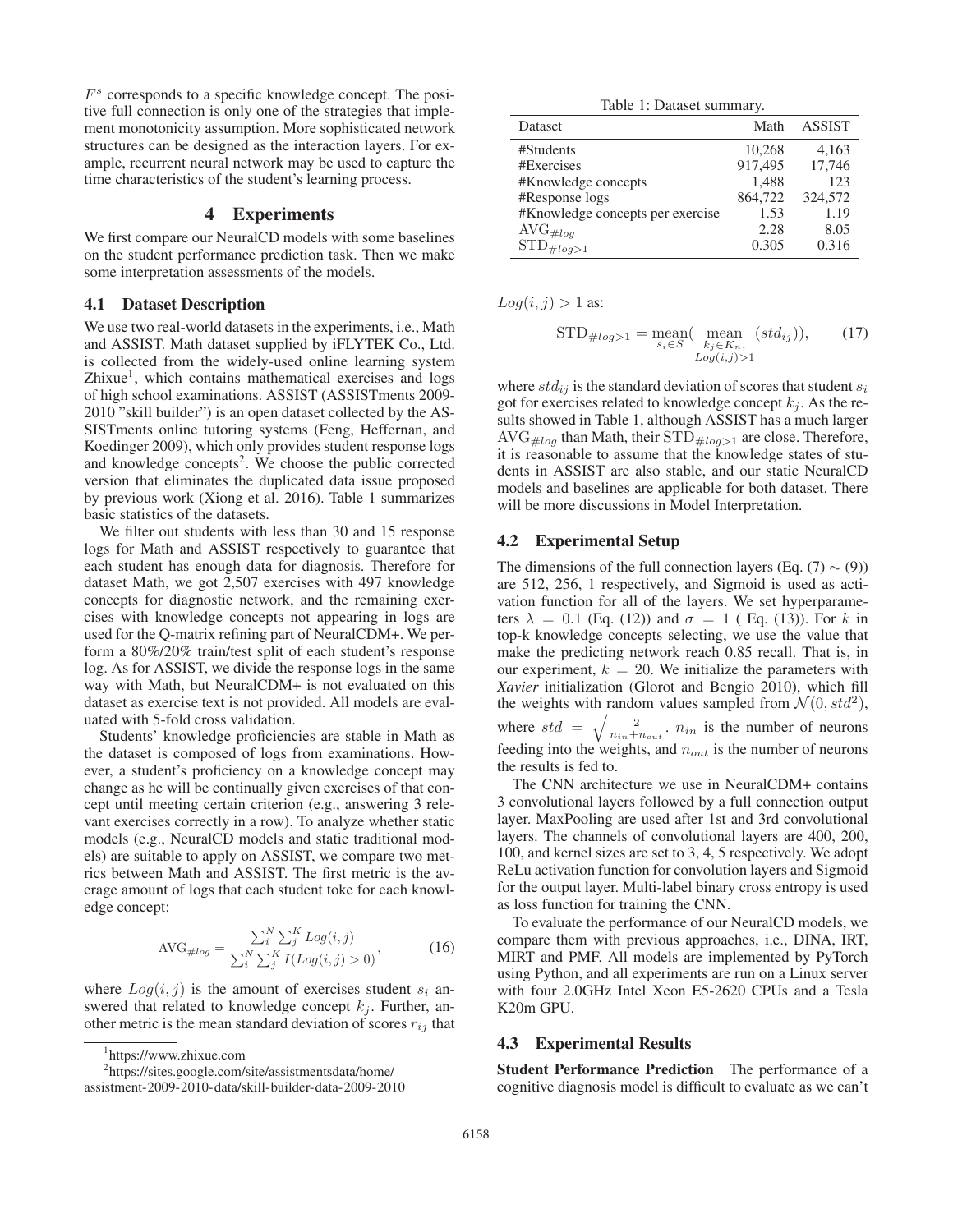$F^s$ corresponds to a specific knowledge concept. The positive full connection is only one of the strategies that implement monotonicity assumption. More sophisticated network structures can be designed as the interaction layers. For example, recurrent neural network may be used to capture the time characteristics of the student's learning process.

## 4 Experiments

We first compare our NeuralCD models with some baselines on the student performance prediction task. Then we make some interpretation assessments of the models.

### 4.1 Dataset Description

We use two real-world datasets in the experiments, i.e., Math and ASSIST. Math dataset supplied by iFLYTEK Co., Ltd. is collected from the widely-used online learning system Zhixue[1], which contains mathematical exercises and logs of high school examinations. ASSIST (ASSISTments 2009-2010 "skill builder") is an open dataset collected by the ASSISTments online tutoring systems (Feng, Heffernan, and Koedinger 2009), which only provides student response logs and knowledge concepts[2]. We choose the public corrected version that eliminates the duplicated data issue proposed by previous work (Xiong et al. 2016). Table 1 summarizes basic statistics of the datasets.

We filter out students with less than 30 and 15 response logs for Math and ASSIST respectively to guarantee that each student has enough data for diagnosis. Therefore for dataset Math, we got 2,507 exercises with 497 knowledge concepts for diagnostic network, and the remaining exercises with knowledge concepts not appearing in logs are used for the Q-matrix refining part of NeuralCDM+. We perform a 80%/20% train/test split of each student's response log. As for ASSIST, we divide the response logs in the same way with Math, but NeuralCDM+ is not evaluated on this dataset as exercise text is not provided. All models are evaluated with 5-fold cross validation.

Students' knowledge proficiencies are stable in Math as the dataset is composed of logs from examinations. However, a student's proficiency on a knowledge concept may change as he will be continually given exercises of that concept until meeting certain criterion (e.g., answering 3 relevant exercises correctly in a row). To analyze whether static models (e.g., NeuralCD models and static traditional models) are suitable to apply on ASSIST, we compare two metrics between Math and ASSIST. The first metric is the average amount of logs that each student toke for each knowledge concept:

$$\text{AVG}_{\#log} = \frac{\sum_i^N \sum_j^K Log(i,j)}{\sum_i^N \sum_j^K I(Log(i,j) > 0)}, \tag{16}$$

where $Log(i,j)$ is the amount of exercises student $s_i$ answered that related to knowledge concept $k_j$. Further, another metric is the mean standard deviation of scores $r_{ij}$ that $Log(i,j) > 1$ as:

$$\text{STD}_{\#log>1} = \underset{s_i \in S}{\text{mean}}(\underset{\substack{k_j \in K_n, \\ Log(i,j)>1}}{\text{mean}} (std_{ij})), \tag{17}$$

where $std_{ij}$ is the standard deviation of scores that student $s_i$ got for exercises related to knowledge concept $k_j$. As the results showed in Table 1, although ASSIST has a much larger $\text{AVG}_{\#log}$ than Math, their $\text{STD}_{\#log>1}$ are close. Therefore, it is reasonable to assume that the knowledge states of students in ASSIST are also stable, and our static NeuralCD models and baselines are applicable for both dataset. There will be more discussions in Model Interpretation.

Table 1: Dataset summary.

| Dataset | Math | ASSIST |
|---|---|---|
| #Students | 10,268 | 4,163 |
| #Exercises | 917,495 | 17,746 |
| #Knowledge concepts | 1,488 | 123 |
| #Response logs | 864,722 | 324,572 |
| #Knowledge concepts per exercise | 1.53 | 1.19 |
| $\text{AVG}_{\#log}$ | 2.28 | 8.05 |
| $\text{STD}_{\#log>1}$ | 0.305 | 0.316 |

### 4.2 Experimental Setup

The dimensions of the full connection layers (Eq. (7) $\sim$ (9)) are 512, 256, 1 respectively, and Sigmoid is used as activation function for all of the layers. We set hyperparameters $\lambda = 0.1$ (Eq. (12)) and $\sigma = 1$ ( Eq. (13)). For $k$ in top-k knowledge concepts selecting, we use the value that make the predicting network reach 0.85 recall. That is, in our experiment, $k = 20$. We initialize the parameters with *Xavier* initialization (Glorot and Bengio 2010), which fill the weights with random values sampled from $\mathcal{N}(0, std^2)$, where $std = \sqrt{\frac{2}{n_{in}+n_{out}}}$. $n_{in}$ is the number of neurons feeding into the weights, and $n_{out}$ is the number of neurons the results is fed to.

The CNN architecture we use in NeuralCDM+ contains 3 convolutional layers followed by a full connection output layer. MaxPooling are used after 1st and 3rd convolutional layers. The channels of convolutional layers are 400, 200, 100, and kernel sizes are set to 3, 4, 5 respectively. We adopt ReLu activation function for convolution layers and Sigmoid for the output layer. Multi-label binary cross entropy is used as loss function for training the CNN.

To evaluate the performance of our NeuralCD models, we compare them with previous approaches, i.e., DINA, IRT, MIRT and PMF. All models are implemented by PyTorch using Python, and all experiments are run on a Linux server with four 2.0GHz Intel Xeon E5-2620 CPUs and a Tesla K20m GPU.

### 4.3 Experimental Results

**Student Performance Prediction** The performance of a cognitive diagnosis model is difficult to evaluate as we can't

[1] https://www.zhixue.com

[2] https://sites.google.com/site/assistmentsdata/home/assistment-2009-2010-data/skill-builder-data-2009-2010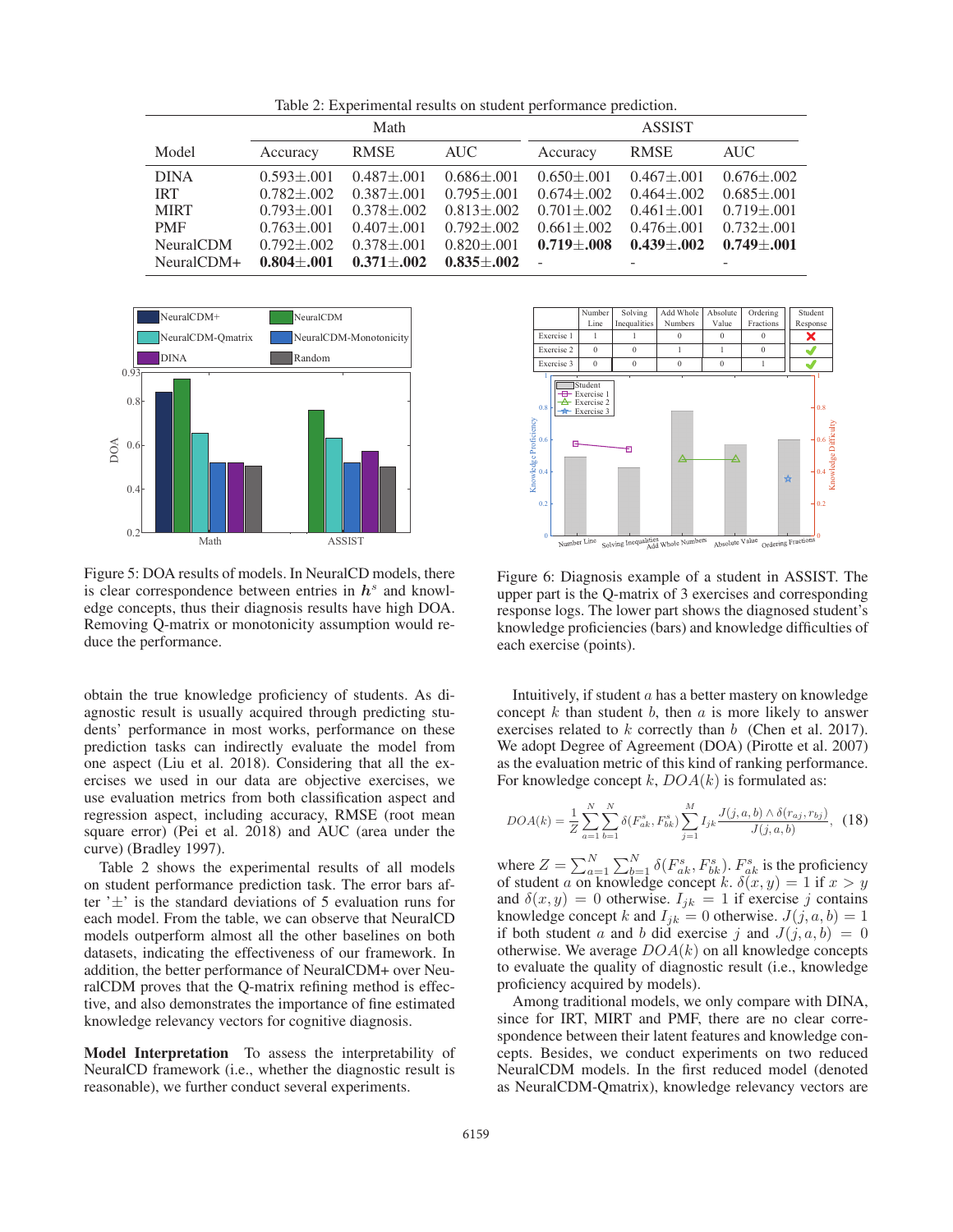Table 2: Experimental results on student performance prediction.

| Model | Math | | | ASSIST | | |
|---|---|---|---|---|---|---|
| | Accuracy | RMSE | AUC | Accuracy | RMSE | AUC |
| DINA | 0.593±.001 | 0.487±.001 | 0.686±.001 | 0.650±.001 | 0.467±.001 | 0.676±.002 |
| IRT | 0.782±.002 | 0.387±.001 | 0.795±.001 | 0.674±.002 | 0.464±.002 | 0.685±.001 |
| MIRT | 0.793±.001 | 0.378±.002 | 0.813±.002 | 0.701±.002 | 0.461±.001 | 0.719±.001 |
| PMF | 0.763±.001 | 0.407±.001 | 0.792±.002 | 0.661±.002 | 0.476±.001 | 0.732±.001 |
| NeuralCDM | 0.792±.002 | 0.378±.001 | 0.820±.001 | **0.719±.008** | **0.439±.002** | **0.749±.001** |
| NeuralCDM+ | **0.804±.001** | **0.371±.002** | **0.835±.002** | - | - | - |

Figure 5: DOA results of models. In NeuralCD models, there is clear correspondence between entries in $\boldsymbol{h}^s$ and knowledge concepts, thus their diagnosis results have high DOA. Removing Q-matrix or monotonicity assumption would reduce the performance.

Figure 6: Diagnosis example of a student in ASSIST. The upper part is the Q-matrix of 3 exercises and corresponding response logs. The lower part shows the diagnosed student's knowledge proficiencies (bars) and knowledge difficulties of each exercise (points).

obtain the true knowledge proficiency of students. As diagnostic result is usually acquired through predicting students' performance in most works, performance on these prediction tasks can indirectly evaluate the model from one aspect (Liu et al. 2018). Considering that all the exercises we used in our data are objective exercises, we use evaluation metrics from both classification aspect and regression aspect, including accuracy, RMSE (root mean square error) (Pei et al. 2018) and AUC (area under the curve) (Bradley 1997).

Table 2 shows the experimental results of all models on student performance prediction task. The error bars after '±' is the standard deviations of 5 evaluation runs for each model. From the table, we can observe that NeuralCD models outperform almost all the other baselines on both datasets, indicating the effectiveness of our framework. In addition, the better performance of NeuralCDM+ over NeuralCDM proves that the Q-matrix refining method is effective, and also demonstrates the importance of fine estimated knowledge relevancy vectors for cognitive diagnosis.

**Model Interpretation** To assess the interpretability of NeuralCD framework (i.e., whether the diagnostic result is reasonable), we further conduct several experiments.

Intuitively, if student $a$ has a better mastery on knowledge concept $k$ than student $b$, then $a$ is more likely to answer exercises related to $k$ correctly than $b$ (Chen et al. 2017). We adopt Degree of Agreement (DOA) (Pirotte et al. 2007) as the evaluation metric of this kind of ranking performance. For knowledge concept $k$, $DOA(k)$ is formulated as:

$$DOA(k) = \frac{1}{Z}\sum_{a=1}^{N}\sum_{b=1}^{N}\delta(F^s_{ak}, F^s_{bk})\sum_{j=1}^{M} I_{jk}\frac{J(j,a,b) \wedge \delta(r_{aj}, r_{bj})}{J(j,a,b)}, \quad (18)$$

where $Z = \sum_{a=1}^{N}\sum_{b=1}^{N}\delta(F^s_{ak}, F^s_{bk})$. $F^s_{ak}$ is the proficiency of student $a$ on knowledge concept $k$. $\delta(x,y) = 1$ if $x > y$ and $\delta(x,y) = 0$ otherwise. $I_{jk} = 1$ if exercise $j$ contains knowledge concept $k$ and $I_{jk} = 0$ otherwise. $J(j,a,b) = 1$ if both student $a$ and $b$ did exercise $j$ and $J(j,a,b) = 0$ otherwise. We average $DOA(k)$ on all knowledge concepts to evaluate the quality of diagnostic result (i.e., knowledge proficiency acquired by models).

Among traditional models, we only compare with DINA, since for IRT, MIRT and PMF, there are no clear correspondence between their latent features and knowledge concepts. Besides, we conduct experiments on two reduced NeuralCDM models. In the first reduced model (denoted as NeuralCDM-Qmatrix), knowledge relevancy vectors are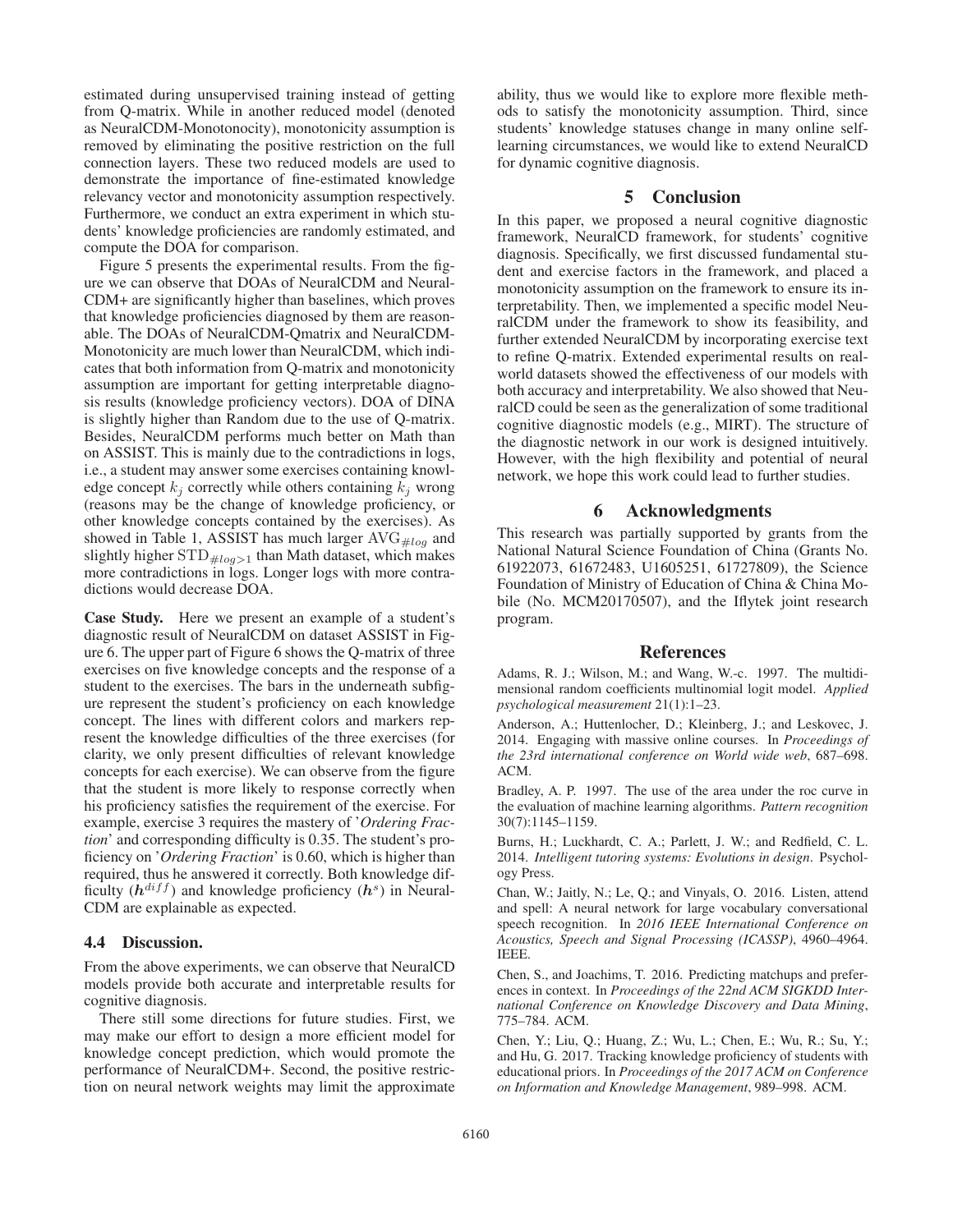estimated during unsupervised training instead of getting from Q-matrix. While in another reduced model (denoted as NeuralCDM-Monotonocity), monotonicity assumption is removed by eliminating the positive restriction on the full connection layers. These two reduced models are used to demonstrate the importance of fine-estimated knowledge relevancy vector and monotonicity assumption respectively. Furthermore, we conduct an extra experiment in which students' knowledge proficiencies are randomly estimated, and compute the DOA for comparison.

Figure 5 presents the experimental results. From the figure we can observe that DOAs of NeuralCDM and NeuralCDM+ are significantly higher than baselines, which proves that knowledge proficiencies diagnosed by them are reasonable. The DOAs of NeuralCDM-Qmatrix and NeuralCDM-Monotonicity are much lower than NeuralCDM, which indicates that both information from Q-matrix and monotonicity assumption are important for getting interpretable diagnosis results (knowledge proficiency vectors). DOA of DINA is slightly higher than Random due to the use of Q-matrix. Besides, NeuralCDM performs much better on Math than on ASSIST. This is mainly due to the contradictions in logs, i.e., a student may answer some exercises containing knowledge concept $k_j$ correctly while others containing $k_j$ wrong (reasons may be the change of knowledge proficiency, or other knowledge concepts contained by the exercises). As showed in Table 1, ASSIST has much larger $\mathrm{AVG}_{\#log}$ and slightly higher $\mathrm{STD}_{\#log>1}$ than Math dataset, which makes more contradictions in logs. Longer logs with more contradictions would decrease DOA.

**Case Study.** Here we present an example of a student's diagnostic result of NeuralCDM on dataset ASSIST in Figure 6. The upper part of Figure 6 shows the Q-matrix of three exercises on five knowledge concepts and the response of a student to the exercises. The bars in the underneath subfigure represent the student's proficiency on each knowledge concept. The lines with different colors and markers represent the knowledge difficulties of the three exercises (for clarity, we only present difficulties of relevant knowledge concepts for each exercise). We can observe from the figure that the student is more likely to response correctly when his proficiency satisfies the requirement of the exercise. For example, exercise 3 requires the mastery of '*Ordering Fraction*' and corresponding difficulty is 0.35. The student's proficiency on '*Ordering Fraction*' is 0.60, which is higher than required, thus he answered it correctly. Both knowledge difficulty ($\boldsymbol{h}^{diff}$) and knowledge proficiency ($\boldsymbol{h}^{s}$) in NeuralCDM are explainable as expected.

### 4.4 Discussion.

From the above experiments, we can observe that NeuralCD models provide both accurate and interpretable results for cognitive diagnosis.

There still some directions for future studies. First, we may make our effort to design a more efficient model for knowledge concept prediction, which would promote the performance of NeuralCDM+. Second, the positive restriction on neural network weights may limit the approximate ability, thus we would like to explore more flexible methods to satisfy the monotonicity assumption. Third, since students' knowledge statuses change in many online self-learning circumstances, we would like to extend NeuralCD for dynamic cognitive diagnosis.

## 5 Conclusion

In this paper, we proposed a neural cognitive diagnostic framework, NeuralCD framework, for students' cognitive diagnosis. Specifically, we first discussed fundamental student and exercise factors in the framework, and placed a monotonicity assumption on the framework to ensure its interpretability. Then, we implemented a specific model NeuralCDM under the framework to show its feasibility, and further extended NeuralCDM by incorporating exercise text to refine Q-matrix. Extended experimental results on real-world datasets showed the effectiveness of our models with both accuracy and interpretability. We also showed that NeuralCD could be seen as the generalization of some traditional cognitive diagnostic models (e.g., MIRT). The structure of the diagnostic network in our work is designed intuitively. However, with the high flexibility and potential of neural network, we hope this work could lead to further studies.

## 6 Acknowledgments

This research was partially supported by grants from the National Natural Science Foundation of China (Grants No. 61922073, 61672483, U1605251, 61727809), the Science Foundation of Ministry of Education of China & China Mobile (No. MCM20170507), and the Iflytek joint research program.

## References

Adams, R. J.; Wilson, M.; and Wang, W.-c. 1997. The multidimensional random coefficients multinomial logit model. *Applied psychological measurement* 21(1):1–23.

Anderson, A.; Huttenlocher, D.; Kleinberg, J.; and Leskovec, J. 2014. Engaging with massive online courses. In *Proceedings of the 23rd international conference on World wide web*, 687–698. ACM.

Bradley, A. P. 1997. The use of the area under the roc curve in the evaluation of machine learning algorithms. *Pattern recognition* 30(7):1145–1159.

Burns, H.; Luckhardt, C. A.; Parlett, J. W.; and Redfield, C. L. 2014. *Intelligent tutoring systems: Evolutions in design*. Psychology Press.

Chan, W.; Jaitly, N.; Le, Q.; and Vinyals, O. 2016. Listen, attend and spell: A neural network for large vocabulary conversational speech recognition. In *2016 IEEE International Conference on Acoustics, Speech and Signal Processing (ICASSP)*, 4960–4964. IEEE.

Chen, S., and Joachims, T. 2016. Predicting matchups and preferences in context. In *Proceedings of the 22nd ACM SIGKDD International Conference on Knowledge Discovery and Data Mining*, 775–784. ACM.

Chen, Y.; Liu, Q.; Huang, Z.; Wu, L.; Chen, E.; Wu, R.; Su, Y.; and Hu, G. 2017. Tracking knowledge proficiency of students with educational priors. In *Proceedings of the 2017 ACM on Conference on Information and Knowledge Management*, 989–998. ACM.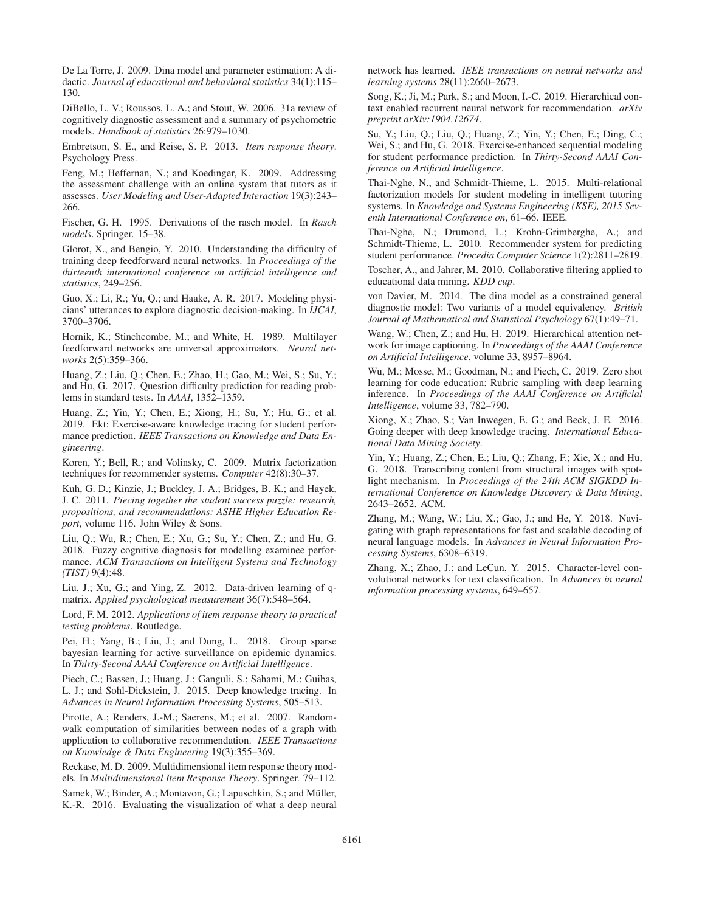De La Torre, J. 2009. Dina model and parameter estimation: A didactic. *Journal of educational and behavioral statistics* 34(1):115–130.

DiBello, L. V.; Roussos, L. A.; and Stout, W. 2006. 31a review of cognitively diagnostic assessment and a summary of psychometric models. *Handbook of statistics* 26:979–1030.

Embretson, S. E., and Reise, S. P. 2013. *Item response theory*. Psychology Press.

Feng, M.; Heffernan, N.; and Koedinger, K. 2009. Addressing the assessment challenge with an online system that tutors as it assesses. *User Modeling and User-Adapted Interaction* 19(3):243–266.

Fischer, G. H. 1995. Derivations of the rasch model. In *Rasch models*. Springer. 15–38.

Glorot, X., and Bengio, Y. 2010. Understanding the difficulty of training deep feedforward neural networks. In *Proceedings of the thirteenth international conference on artificial intelligence and statistics*, 249–256.

Guo, X.; Li, R.; Yu, Q.; and Haake, A. R. 2017. Modeling physicians' utterances to explore diagnostic decision-making. In *IJCAI*, 3700–3706.

Hornik, K.; Stinchcombe, M.; and White, H. 1989. Multilayer feedforward networks are universal approximators. *Neural networks* 2(5):359–366.

Huang, Z.; Liu, Q.; Chen, E.; Zhao, H.; Gao, M.; Wei, S.; Su, Y.; and Hu, G. 2017. Question difficulty prediction for reading problems in standard tests. In *AAAI*, 1352–1359.

Huang, Z.; Yin, Y.; Chen, E.; Xiong, H.; Su, Y.; Hu, G.; et al. 2019. Ekt: Exercise-aware knowledge tracing for student performance prediction. *IEEE Transactions on Knowledge and Data Engineering*.

Koren, Y.; Bell, R.; and Volinsky, C. 2009. Matrix factorization techniques for recommender systems. *Computer* 42(8):30–37.

Kuh, G. D.; Kinzie, J.; Buckley, J. A.; Bridges, B. K.; and Hayek, J. C. 2011. *Piecing together the student success puzzle: research, propositions, and recommendations: ASHE Higher Education Report*, volume 116. John Wiley & Sons.

Liu, Q.; Wu, R.; Chen, E.; Xu, G.; Su, Y.; Chen, Z.; and Hu, G. 2018. Fuzzy cognitive diagnosis for modelling examinee performance. *ACM Transactions on Intelligent Systems and Technology (TIST)* 9(4):48.

Liu, J.; Xu, G.; and Ying, Z. 2012. Data-driven learning of q-matrix. *Applied psychological measurement* 36(7):548–564.

Lord, F. M. 2012. *Applications of item response theory to practical testing problems*. Routledge.

Pei, H.; Yang, B.; Liu, J.; and Dong, L. 2018. Group sparse bayesian learning for active surveillance on epidemic dynamics. In *Thirty-Second AAAI Conference on Artificial Intelligence*.

Piech, C.; Bassen, J.; Huang, J.; Ganguli, S.; Sahami, M.; Guibas, L. J.; and Sohl-Dickstein, J. 2015. Deep knowledge tracing. In *Advances in Neural Information Processing Systems*, 505–513.

Pirotte, A.; Renders, J.-M.; Saerens, M.; et al. 2007. Random-walk computation of similarities between nodes of a graph with application to collaborative recommendation. *IEEE Transactions on Knowledge & Data Engineering* 19(3):355–369.

Reckase, M. D. 2009. Multidimensional item response theory models. In *Multidimensional Item Response Theory*. Springer. 79–112.

Samek, W.; Binder, A.; Montavon, G.; Lapuschkin, S.; and Müller, K.-R. 2016. Evaluating the visualization of what a deep neural network has learned. *IEEE transactions on neural networks and learning systems* 28(11):2660–2673.

Song, K.; Ji, M.; Park, S.; and Moon, I.-C. 2019. Hierarchical context enabled recurrent neural network for recommendation. *arXiv preprint arXiv:1904.12674*.

Su, Y.; Liu, Q.; Liu, Q.; Huang, Z.; Yin, Y.; Chen, E.; Ding, C.; Wei, S.; and Hu, G. 2018. Exercise-enhanced sequential modeling for student performance prediction. In *Thirty-Second AAAI Conference on Artificial Intelligence*.

Thai-Nghe, N., and Schmidt-Thieme, L. 2015. Multi-relational factorization models for student modeling in intelligent tutoring systems. In *Knowledge and Systems Engineering (KSE), 2015 Seventh International Conference on*, 61–66. IEEE.

Thai-Nghe, N.; Drumond, L.; Krohn-Grimberghe, A.; and Schmidt-Thieme, L. 2010. Recommender system for predicting student performance. *Procedia Computer Science* 1(2):2811–2819.

Toscher, A., and Jahrer, M. 2010. Collaborative filtering applied to educational data mining. *KDD cup*.

von Davier, M. 2014. The dina model as a constrained general diagnostic model: Two variants of a model equivalency. *British Journal of Mathematical and Statistical Psychology* 67(1):49–71.

Wang, W.; Chen, Z.; and Hu, H. 2019. Hierarchical attention network for image captioning. In *Proceedings of the AAAI Conference on Artificial Intelligence*, volume 33, 8957–8964.

Wu, M.; Mosse, M.; Goodman, N.; and Piech, C. 2019. Zero shot learning for code education: Rubric sampling with deep learning inference. In *Proceedings of the AAAI Conference on Artificial Intelligence*, volume 33, 782–790.

Xiong, X.; Zhao, S.; Van Inwegen, E. G.; and Beck, J. E. 2016. Going deeper with deep knowledge tracing. *International Educational Data Mining Society*.

Yin, Y.; Huang, Z.; Chen, E.; Liu, Q.; Zhang, F.; Xie, X.; and Hu, G. 2018. Transcribing content from structural images with spotlight mechanism. In *Proceedings of the 24th ACM SIGKDD International Conference on Knowledge Discovery & Data Mining*, 2643–2652. ACM.

Zhang, M.; Wang, W.; Liu, X.; Gao, J.; and He, Y. 2018. Navigating with graph representations for fast and scalable decoding of neural language models. In *Advances in Neural Information Processing Systems*, 6308–6319.

Zhang, X.; Zhao, J.; and LeCun, Y. 2015. Character-level convolutional networks for text classification. In *Advances in neural information processing systems*, 649–657.